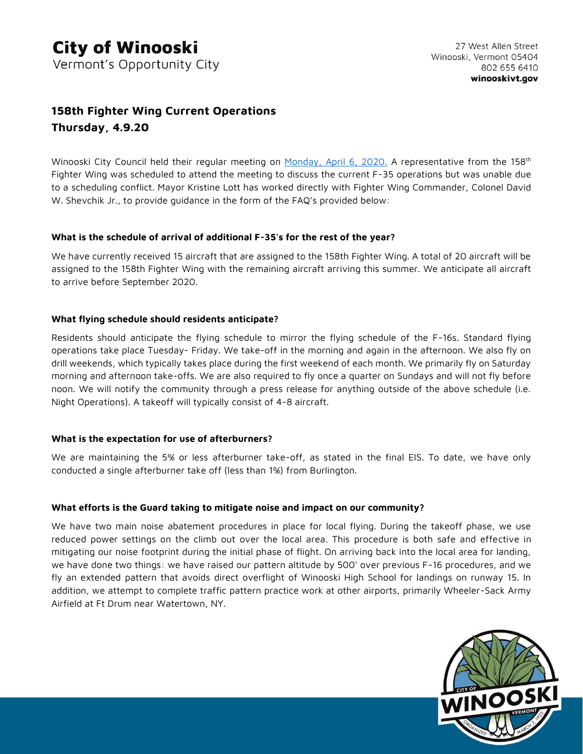# City of Winooski

Vermont's Opportunity City

27 West Allen Street
Winooski, Vermont 05404
802 655 6410
**winooskivt.gov**

## 158th Fighter Wing Current Operations
## Thursday, 4.9.20

Winooski City Council held their regular meeting on Monday, April 6, 2020. A representative from the 158th Fighter Wing was scheduled to attend the meeting to discuss the current F-35 operations but was unable due to a scheduling conflict. Mayor Kristine Lott has worked directly with Fighter Wing Commander, Colonel David W. Shevchik Jr., to provide guidance in the form of the FAQ's provided below:

**What is the schedule of arrival of additional F-35's for the rest of the year?**

We have currently received 15 aircraft that are assigned to the 158th Fighter Wing. A total of 20 aircraft will be assigned to the 158th Fighter Wing with the remaining aircraft arriving this summer. We anticipate all aircraft to arrive before September 2020.

**What flying schedule should residents anticipate?**

Residents should anticipate the flying schedule to mirror the flying schedule of the F-16s. Standard flying operations take place Tuesday- Friday. We take-off in the morning and again in the afternoon. We also fly on drill weekends, which typically takes place during the first weekend of each month. We primarily fly on Saturday morning and afternoon take-offs. We are also required to fly once a quarter on Sundays and will not fly before noon. We will notify the community through a press release for anything outside of the above schedule (i.e. Night Operations). A takeoff will typically consist of 4-8 aircraft.

**What is the expectation for use of afterburners?**

We are maintaining the 5% or less afterburner take-off, as stated in the final EIS. To date, we have only conducted a single afterburner take off (less than 1%) from Burlington.

**What efforts is the Guard taking to mitigate noise and impact on our community?**

We have two main noise abatement procedures in place for local flying. During the takeoff phase, we use reduced power settings on the climb out over the local area. This procedure is both safe and effective in mitigating our noise footprint during the initial phase of flight. On arriving back into the local area for landing, we have done two things: we have raised our pattern altitude by 500' over previous F-16 procedures, and we fly an extended pattern that avoids direct overflight of Winooski High School for landings on runway 15. In addition, we attempt to complete traffic pattern practice work at other airports, primarily Wheeler-Sack Army Airfield at Ft Drum near Watertown, NY.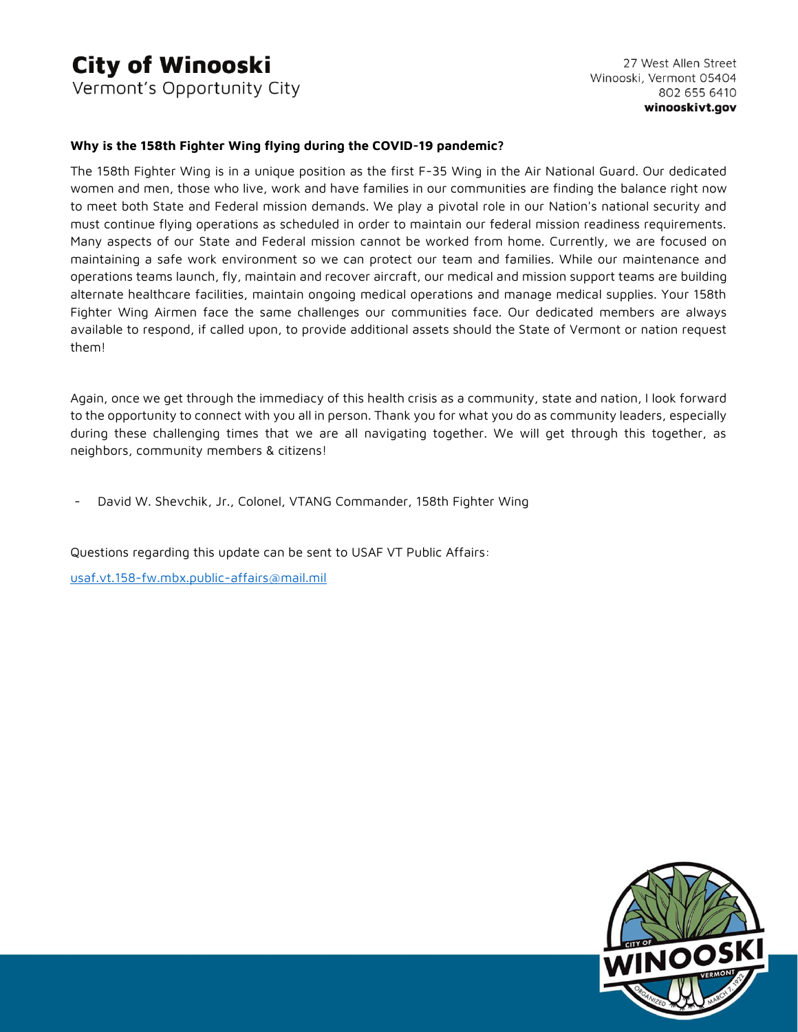**Why is the 158th Fighter Wing flying during the COVID-19 pandemic?**

The 158th Fighter Wing is in a unique position as the first F-35 Wing in the Air National Guard. Our dedicated women and men, those who live, work and have families in our communities are finding the balance right now to meet both State and Federal mission demands. We play a pivotal role in our Nation's national security and must continue flying operations as scheduled in order to maintain our federal mission readiness requirements. Many aspects of our State and Federal mission cannot be worked from home. Currently, we are focused on maintaining a safe work environment so we can protect our team and families. While our maintenance and operations teams launch, fly, maintain and recover aircraft, our medical and mission support teams are building alternate healthcare facilities, maintain ongoing medical operations and manage medical supplies. Your 158th Fighter Wing Airmen face the same challenges our communities face. Our dedicated members are always available to respond, if called upon, to provide additional assets should the State of Vermont or nation request them!

Again, once we get through the immediacy of this health crisis as a community, state and nation, I look forward to the opportunity to connect with you all in person. Thank you for what you do as community leaders, especially during these challenging times that we are all navigating together. We will get through this together, as neighbors, community members & citizens!

- David W. Shevchik, Jr., Colonel, VTANG Commander, 158th Fighter Wing

Questions regarding this update can be sent to USAF VT Public Affairs:

usaf.vt.158-fw.mbx.public-affairs@mail.mil